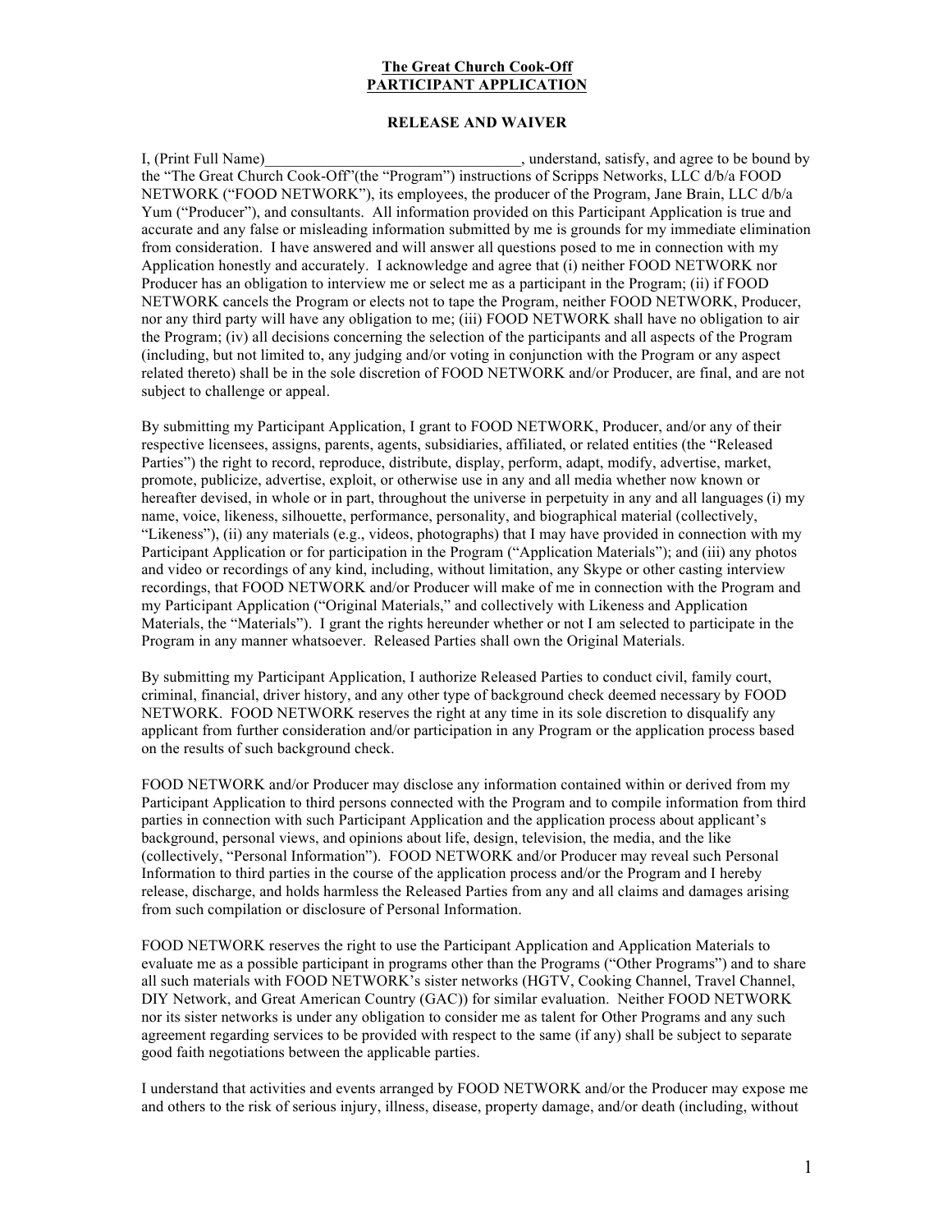**The Great Church Cook-Off**
**PARTICIPANT APPLICATION**

**RELEASE AND WAIVER**

I, (Print Full Name)_________________________________, understand, satisfy, and agree to be bound by the "The Great Church Cook-Off"(the "Program") instructions of Scripps Networks, LLC d/b/a FOOD NETWORK ("FOOD NETWORK"), its employees, the producer of the Program, Jane Brain, LLC d/b/a Yum ("Producer"), and consultants. All information provided on this Participant Application is true and accurate and any false or misleading information submitted by me is grounds for my immediate elimination from consideration. I have answered and will answer all questions posed to me in connection with my Application honestly and accurately. I acknowledge and agree that (i) neither FOOD NETWORK nor Producer has an obligation to interview me or select me as a participant in the Program; (ii) if FOOD NETWORK cancels the Program or elects not to tape the Program, neither FOOD NETWORK, Producer, nor any third party will have any obligation to me; (iii) FOOD NETWORK shall have no obligation to air the Program; (iv) all decisions concerning the selection of the participants and all aspects of the Program (including, but not limited to, any judging and/or voting in conjunction with the Program or any aspect related thereto) shall be in the sole discretion of FOOD NETWORK and/or Producer, are final, and are not subject to challenge or appeal.

By submitting my Participant Application, I grant to FOOD NETWORK, Producer, and/or any of their respective licensees, assigns, parents, agents, subsidiaries, affiliated, or related entities (the "Released Parties") the right to record, reproduce, distribute, display, perform, adapt, modify, advertise, market, promote, publicize, advertise, exploit, or otherwise use in any and all media whether now known or hereafter devised, in whole or in part, throughout the universe in perpetuity in any and all languages (i) my name, voice, likeness, silhouette, performance, personality, and biographical material (collectively, "Likeness"), (ii) any materials (e.g., videos, photographs) that I may have provided in connection with my Participant Application or for participation in the Program ("Application Materials"); and (iii) any photos and video or recordings of any kind, including, without limitation, any Skype or other casting interview recordings, that FOOD NETWORK and/or Producer will make of me in connection with the Program and my Participant Application ("Original Materials," and collectively with Likeness and Application Materials, the "Materials"). I grant the rights hereunder whether or not I am selected to participate in the Program in any manner whatsoever. Released Parties shall own the Original Materials.

By submitting my Participant Application, I authorize Released Parties to conduct civil, family court, criminal, financial, driver history, and any other type of background check deemed necessary by FOOD NETWORK. FOOD NETWORK reserves the right at any time in its sole discretion to disqualify any applicant from further consideration and/or participation in any Program or the application process based on the results of such background check.

FOOD NETWORK and/or Producer may disclose any information contained within or derived from my Participant Application to third persons connected with the Program and to compile information from third parties in connection with such Participant Application and the application process about applicant's background, personal views, and opinions about life, design, television, the media, and the like (collectively, "Personal Information"). FOOD NETWORK and/or Producer may reveal such Personal Information to third parties in the course of the application process and/or the Program and I hereby release, discharge, and holds harmless the Released Parties from any and all claims and damages arising from such compilation or disclosure of Personal Information.

FOOD NETWORK reserves the right to use the Participant Application and Application Materials to evaluate me as a possible participant in programs other than the Programs ("Other Programs") and to share all such materials with FOOD NETWORK's sister networks (HGTV, Cooking Channel, Travel Channel, DIY Network, and Great American Country (GAC)) for similar evaluation. Neither FOOD NETWORK nor its sister networks is under any obligation to consider me as talent for Other Programs and any such agreement regarding services to be provided with respect to the same (if any) shall be subject to separate good faith negotiations between the applicable parties.

I understand that activities and events arranged by FOOD NETWORK and/or the Producer may expose me and others to the risk of serious injury, illness, disease, property damage, and/or death (including, without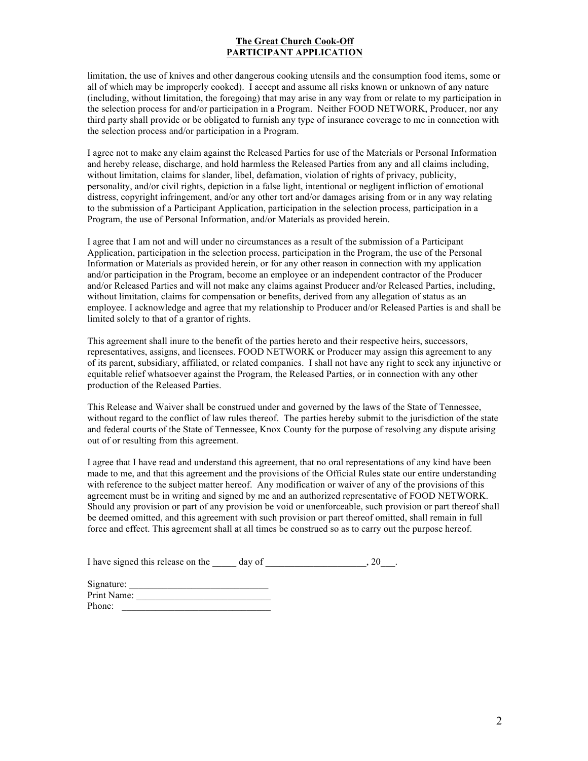limitation, the use of knives and other dangerous cooking utensils and the consumption food items, some or all of which may be improperly cooked). I accept and assume all risks known or unknown of any nature (including, without limitation, the foregoing) that may arise in any way from or relate to my participation in the selection process for and/or participation in a Program. Neither FOOD NETWORK, Producer, nor any third party shall provide or be obligated to furnish any type of insurance coverage to me in connection with the selection process and/or participation in a Program.

I agree not to make any claim against the Released Parties for use of the Materials or Personal Information and hereby release, discharge, and hold harmless the Released Parties from any and all claims including, without limitation, claims for slander, libel, defamation, violation of rights of privacy, publicity, personality, and/or civil rights, depiction in a false light, intentional or negligent infliction of emotional distress, copyright infringement, and/or any other tort and/or damages arising from or in any way relating to the submission of a Participant Application, participation in the selection process, participation in a Program, the use of Personal Information, and/or Materials as provided herein.

I agree that I am not and will under no circumstances as a result of the submission of a Participant Application, participation in the selection process, participation in the Program, the use of the Personal Information or Materials as provided herein, or for any other reason in connection with my application and/or participation in the Program, become an employee or an independent contractor of the Producer and/or Released Parties and will not make any claims against Producer and/or Released Parties, including, without limitation, claims for compensation or benefits, derived from any allegation of status as an employee. I acknowledge and agree that my relationship to Producer and/or Released Parties is and shall be limited solely to that of a grantor of rights.

This agreement shall inure to the benefit of the parties hereto and their respective heirs, successors, representatives, assigns, and licensees. FOOD NETWORK or Producer may assign this agreement to any of its parent, subsidiary, affiliated, or related companies. I shall not have any right to seek any injunctive or equitable relief whatsoever against the Program, the Released Parties, or in connection with any other production of the Released Parties.

This Release and Waiver shall be construed under and governed by the laws of the State of Tennessee, without regard to the conflict of law rules thereof. The parties hereby submit to the jurisdiction of the state and federal courts of the State of Tennessee, Knox County for the purpose of resolving any dispute arising out of or resulting from this agreement.

I agree that I have read and understand this agreement, that no oral representations of any kind have been made to me, and that this agreement and the provisions of the Official Rules state our entire understanding with reference to the subject matter hereof. Any modification or waiver of any of the provisions of this agreement must be in writing and signed by me and an authorized representative of FOOD NETWORK. Should any provision or part of any provision be void or unenforceable, such provision or part thereof shall be deemed omitted, and this agreement with such provision or part thereof omitted, shall remain in full force and effect. This agreement shall at all times be construed so as to carry out the purpose hereof.

I have signed this release on the _____ day of ____________________, 20___.

Signature: ____________________________
Print Name: ___________________________
Phone: _______________________________